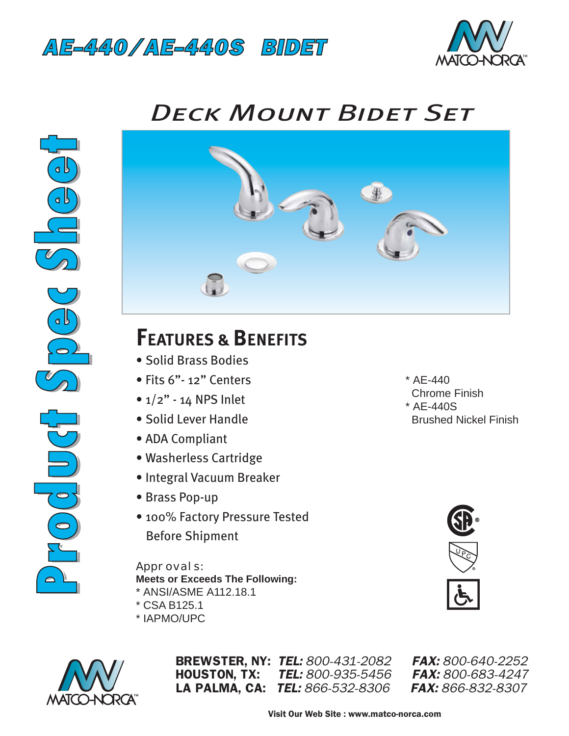# AE-440/AE-440S BIDET

MATCO-NORCA™

Product Spec Sheet

## DECK MOUNT BIDET SET

## FEATURES & BENEFITS

- Solid Brass Bodies
- Fits 6"- 12" Centers
- 1/2" - 14 NPS Inlet
- Solid Lever Handle
- ADA Compliant
- Washerless Cartridge
- Integral Vacuum Breaker
- Brass Pop-up
- 100% Factory Pressure Tested Before Shipment

* AE-440
  Chrome Finish
* AE-440S
  Brushed Nickel Finish

Approvals:

**Meets or Exceeds The Following:**

* ANSI/ASME A112.18.1
* CSA B125.1
* IAPMO/UPC

MATCO-NORCA™

**BREWSTER, NY:** ***TEL:*** *800-431-2082* ***FAX:*** *800-640-2252*
**HOUSTON, TX:** ***TEL:*** *800-935-5456* ***FAX:*** *800-683-4247*
**LA PALMA, CA:** ***TEL:*** *866-532-8306* ***FAX:*** *866-832-8307*

**Visit Our Web Site : www.matco-norca.com**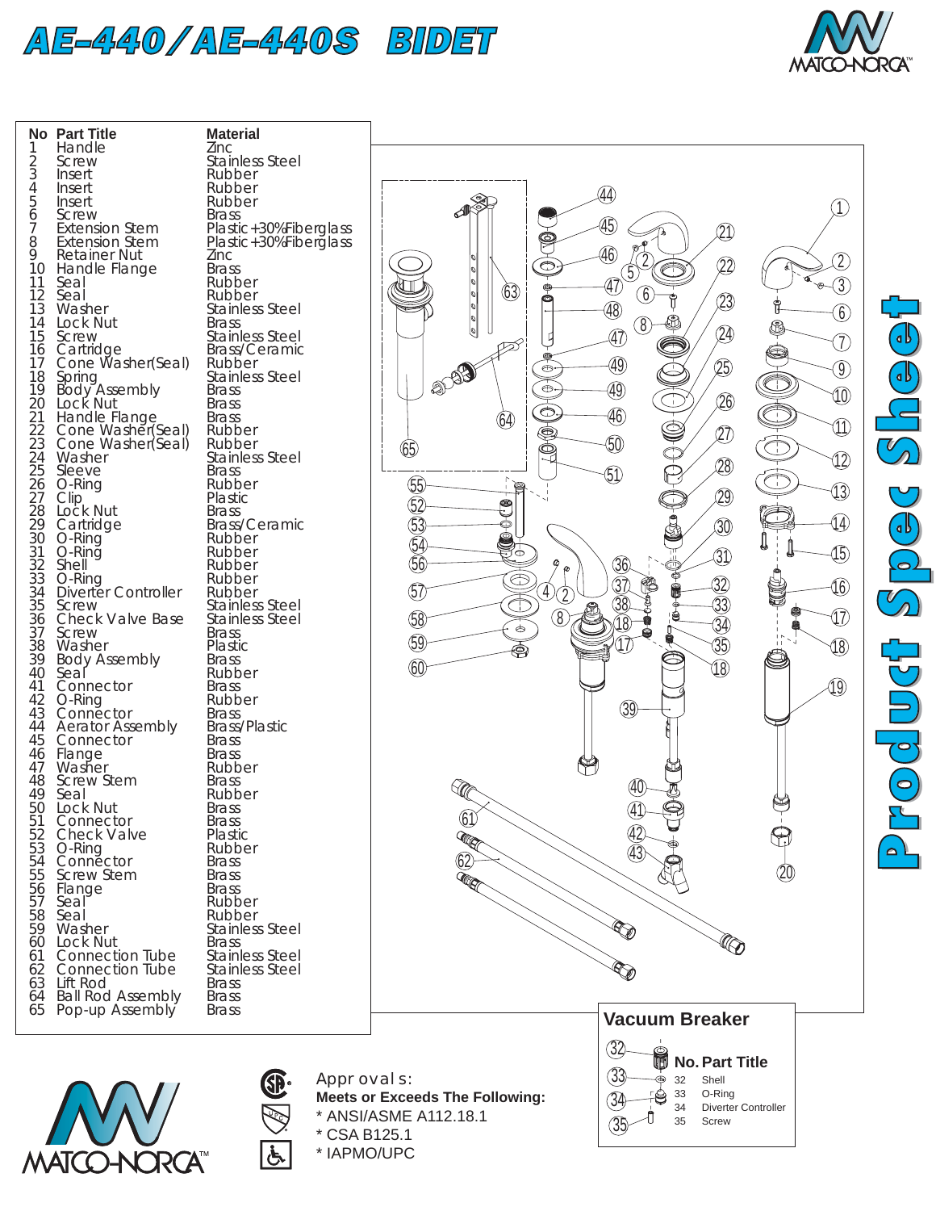# AE-440/AE-440S BIDET

MATCO-NORCA™

| No | Part Title | Material |
|---|---|---|
| 1 | Handle | Zinc |
| 2 | Screw | Stainless Steel |
| 3 | Insert | Rubber |
| 4 | Insert | Rubber |
| 5 | Insert | Rubber |
| 6 | Screw | Brass |
| 7 | Extension Stem | Plastic+30%Fiberglass |
| 8 | Extension Stem | Plastic+30%Fiberglass |
| 9 | Retainer Nut | Zinc |
| 10 | Handle Flange | Brass |
| 11 | Seal | Rubber |
| 12 | Seal | Rubber |
| 13 | Washer | Stainless Steel |
| 14 | Lock Nut | Brass |
| 15 | Screw | Stainless Steel |
| 16 | Cartridge | Brass/Ceramic |
| 17 | Cone Washer(Seal) | Rubber |
| 18 | Spring | Stainless Steel |
| 19 | Body Assembly | Brass |
| 20 | Lock Nut | Brass |
| 21 | Handle Flange | Brass |
| 22 | Cone Washer(Seal) | Rubber |
| 23 | Cone Washer(Seal) | Rubber |
| 24 | Washer | Stainless Steel |
| 25 | Sleeve | Brass |
| 26 | O-Ring | Rubber |
| 27 | Clip | Plastic |
| 28 | Lock Nut | Brass |
| 29 | Cartridge | Brass/Ceramic |
| 30 | O-Ring | Rubber |
| 31 | O-Ring | Rubber |
| 32 | Shell | Rubber |
| 33 | O-Ring | Rubber |
| 34 | Diverter Controller | Rubber |
| 35 | Screw | Stainless Steel |
| 36 | Check Valve Base | Stainless Steel |
| 37 | Screw | Brass |
| 38 | Washer | Plastic |
| 39 | Body Assembly | Brass |
| 40 | Seal | Rubber |
| 41 | Connector | Brass |
| 42 | O-Ring | Rubber |
| 43 | Connector | Brass |
| 44 | Aerator Assembly | Brass/Plastic |
| 45 | Connector | Brass |
| 46 | Flange | Brass |
| 47 | Washer | Rubber |
| 48 | Screw Stem | Brass |
| 49 | Seal | Rubber |
| 50 | Lock Nut | Brass |
| 51 | Connector | Brass |
| 52 | Check Valve | Plastic |
| 53 | O-Ring | Rubber |
| 54 | Connector | Brass |
| 55 | Screw Stem | Brass |
| 56 | Flange | Brass |
| 57 | Seal | Rubber |
| 58 | Seal | Rubber |
| 59 | Washer | Stainless Steel |
| 60 | Lock Nut | Brass |
| 61 | Connection Tube | Stainless Steel |
| 62 | Connection Tube | Stainless Steel |
| 63 | Lift Rod | Brass |
| 64 | Ball Rod Assembly | Brass |
| 65 | Pop-up Assembly | Brass |

**Product Spec Sheet**

## Vacuum Breaker

| No. | Part Title |
|---|---|
| 32 | Shell |
| 33 | O-Ring |
| 34 | Diverter Controller |
| 35 | Screw |

MATCO-NORCA™

Approvals:

**Meets or Exceeds The Following:**

- * ANSI/ASME A112.18.1
- * CSA B125.1
- * IAPMO/UPC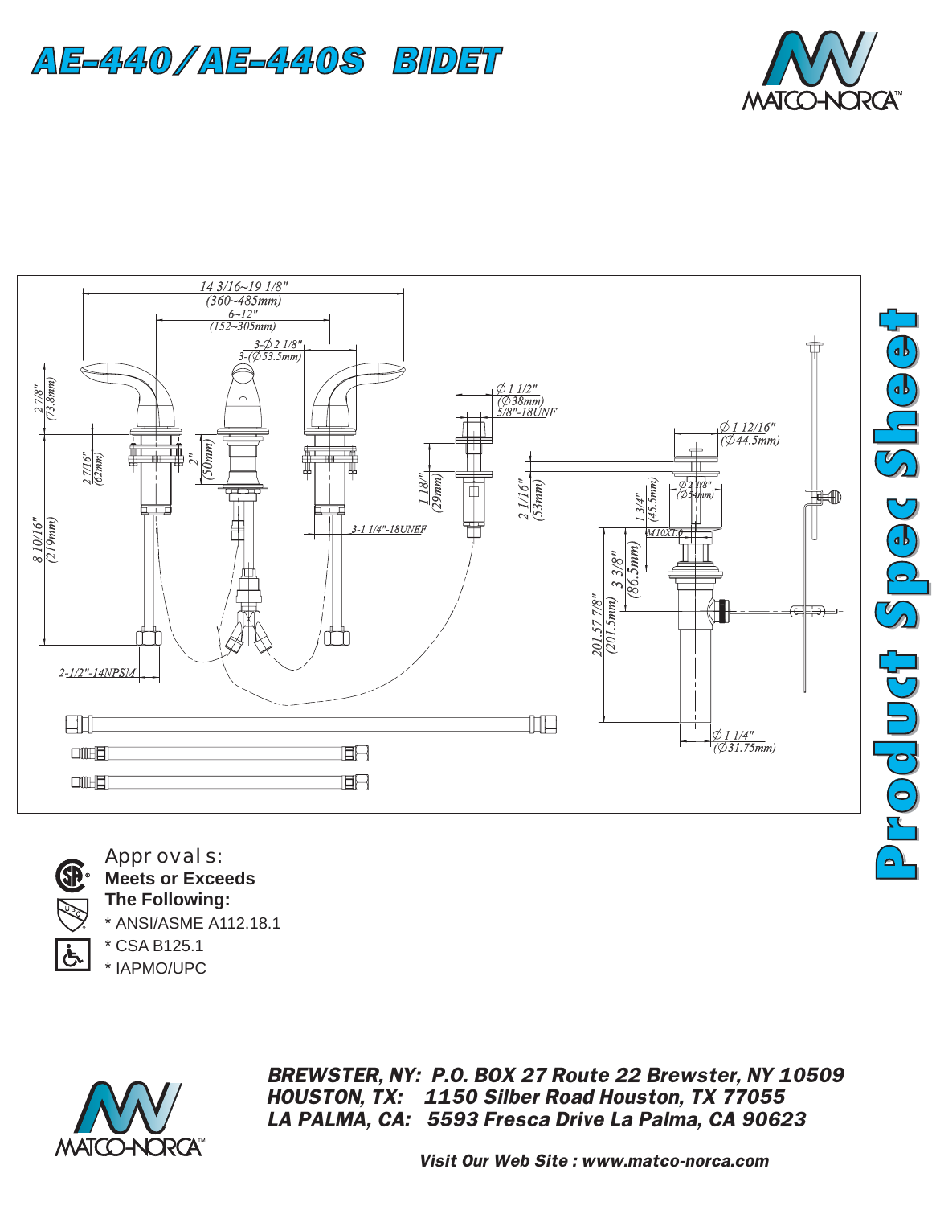# AE-440/AE-440S BIDET

14 3/16~19 1/8"
(360~485mm)
6~12"
(152~305mm)
3-Ø 2 1/8"
3-(Ø53.5mm)
2 7/8"
(73.8mm)
2 7/16"
(62mm)
2"
(50mm)
8 10/16"
(219mm)
Ø 1 1/2"
(Ø38mm)
5/8"-18UNF
1 18/"
(29mm)
2 1/16"
(53mm)
3-1 1/4"-18UNEF
2-1/2"-14NPSM
Ø 1 12/16"
(Ø44.5mm)
Ø 2 1/8"
(Ø54mm)
1 3/4"
(45.5mm)
M10X1.0
3 3/8"
(86.5mm)
201.57 7/8"
(201.5mm)
Ø 1 1/4"
(Ø31.75mm)

Product Spec Sheet

Approvals:

**Meets or Exceeds The Following:**

* ANSI/ASME A112.18.1
* CSA B125.1
* IAPMO/UPC

***BREWSTER, NY: P.O. BOX 27 Route 22 Brewster, NY 10509***
***HOUSTON, TX: 1150 Silber Road Houston, TX 77055***
***LA PALMA, CA: 5593 Fresca Drive La Palma, CA 90623***

***Visit Our Web Site : www.matco-norca.com***